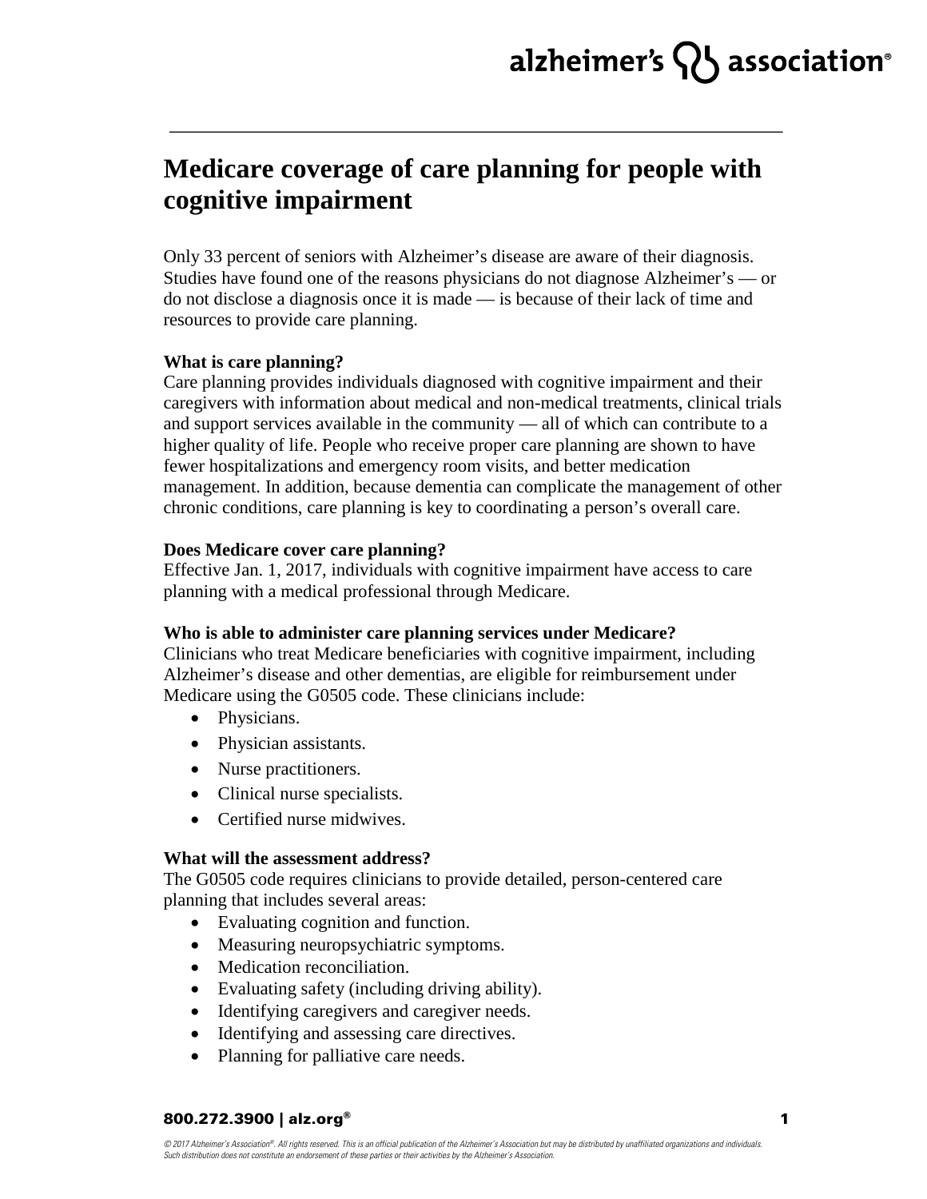# Medicare coverage of care planning for people with cognitive impairment

Only 33 percent of seniors with Alzheimer's disease are aware of their diagnosis. Studies have found one of the reasons physicians do not diagnose Alzheimer's — or do not disclose a diagnosis once it is made — is because of their lack of time and resources to provide care planning.

**What is care planning?**
Care planning provides individuals diagnosed with cognitive impairment and their caregivers with information about medical and non-medical treatments, clinical trials and support services available in the community — all of which can contribute to a higher quality of life. People who receive proper care planning are shown to have fewer hospitalizations and emergency room visits, and better medication management. In addition, because dementia can complicate the management of other chronic conditions, care planning is key to coordinating a person's overall care.

**Does Medicare cover care planning?**
Effective Jan. 1, 2017, individuals with cognitive impairment have access to care planning with a medical professional through Medicare.

**Who is able to administer care planning services under Medicare?**
Clinicians who treat Medicare beneficiaries with cognitive impairment, including Alzheimer's disease and other dementias, are eligible for reimbursement under Medicare using the G0505 code. These clinicians include:

- Physicians.
- Physician assistants.
- Nurse practitioners.
- Clinical nurse specialists.
- Certified nurse midwives.

**What will the assessment address?**
The G0505 code requires clinicians to provide detailed, person-centered care planning that includes several areas:

- Evaluating cognition and function.
- Measuring neuropsychiatric symptoms.
- Medication reconciliation.
- Evaluating safety (including driving ability).
- Identifying caregivers and caregiver needs.
- Identifying and assessing care directives.
- Planning for palliative care needs.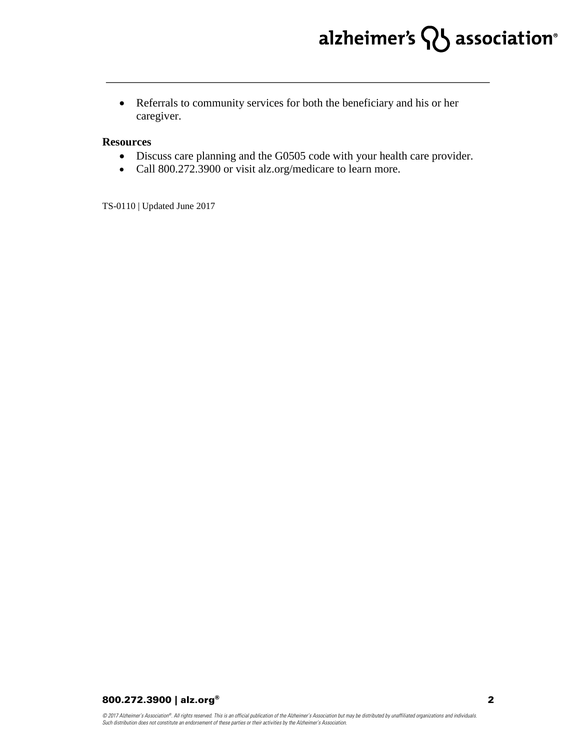- Referrals to community services for both the beneficiary and his or her caregiver.

**Resources**

- Discuss care planning and the G0505 code with your health care provider.
- Call 800.272.3900 or visit alz.org/medicare to learn more.

TS-0110 | Updated June 2017

*© 2017 Alzheimer's Association®. All rights reserved. This is an official publication of the Alzheimer's Association but may be distributed by unaffiliated organizations and individuals. Such distribution does not constitute an endorsement of these parties or their activities by the Alzheimer's Association.*